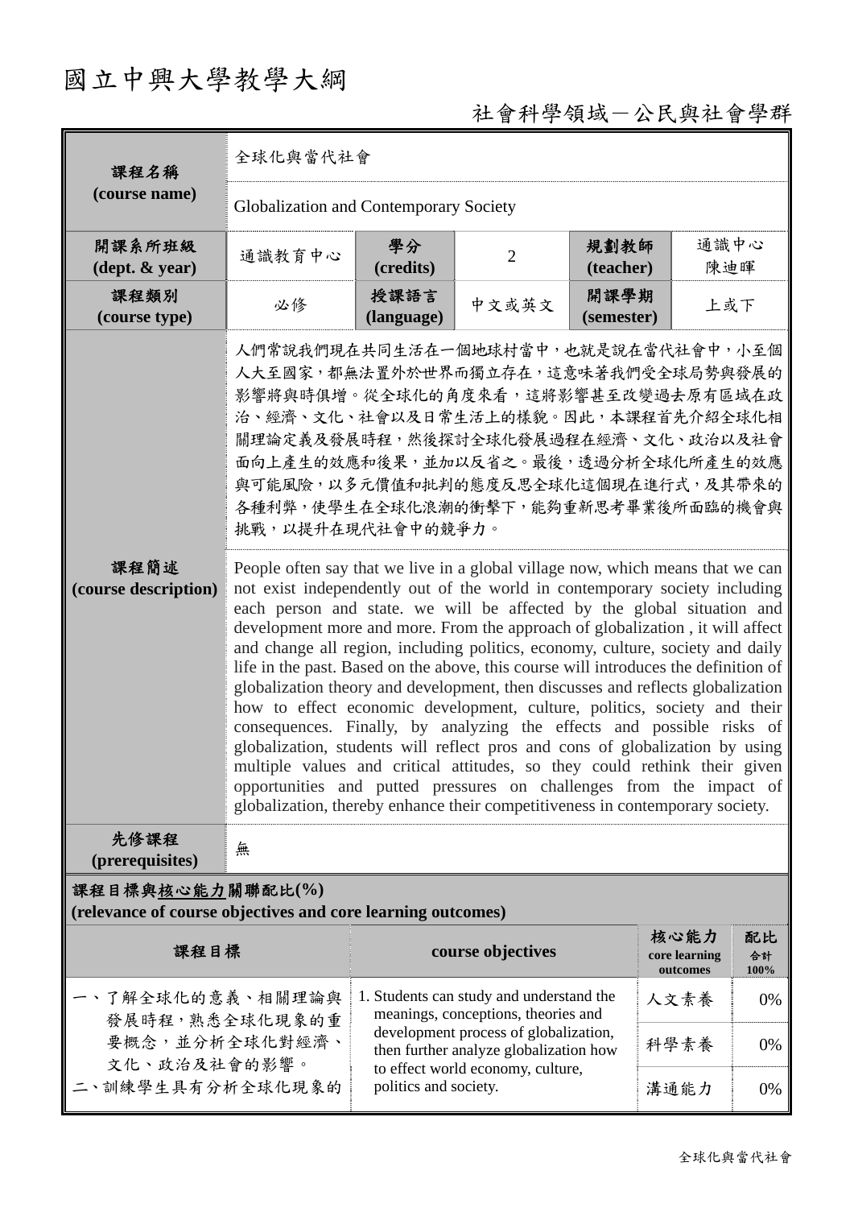# 國立中興大學教學大綱

## 社會科學領域－公民與社會學群

| 課程名稱 (course name) | 全球化與當代社會 | | | | |
|---|---|---|---|---|---|
| | Globalization and Contemporary Society | | | | |
| 開課系所班級 (dept. & year) | 通識教育中心 | 學分 (credits) | 2 | 規劃教師 (teacher) | 通識中心 陳迪暉 |
| 課程類別 (course type) | 必修 | 授課語言 (language) | 中文或英文 | 開課學期 (semester) | 上或下 |
| 課程簡述 (course description) | 人們常說我們現在共同生活在一個地球村當中，也就是說在當代社會中，小至個人大至國家，都無法置外於世界而獨立存在，這意味著我們受全球局勢與發展的影響將與時俱增。從全球化的角度來看，這將影響甚至改變過去原有區域在政治、經濟、文化、社會以及日常生活上的樣貌。因此，本課程首先介紹全球化相關理論定義及發展時程，然後探討全球化發展過程在經濟、文化、政治以及社會面向上產生的效應和後果，並加以反省之。最後，透過分析全球化所產生的效應與可能風險，以多元價值和批判的態度反思全球化這個現在進行式，及其帶來的各種利弊，使學生在全球化浪潮的衝擊下，能夠重新思考畢業後所面臨的機會與挑戰，以提升在現代社會中的競爭力。<br><br>People often say that we live in a global village now, which means that we can not exist independently out of the world in contemporary society including each person and state. we will be affected by the global situation and development more and more. From the approach of globalization , it will affect and change all region, including politics, economy, culture, society and daily life in the past. Based on the above, this course will introduces the definition of globalization theory and development, then discusses and reflects globalization how to effect economic development, culture, politics, society and their consequences. Finally, by analyzing the effects and possible risks of globalization, students will reflect pros and cons of globalization by using multiple values and critical attitudes, so they could rethink their given opportunities and putted pressures on challenges from the impact of globalization, thereby enhance their competitiveness in contemporary society. | | | | |
| 先修課程 (prerequisites) | 無 | | | | |

**課程目標與核心能力關聯配比(%)**
**(relevance of course objectives and core learning outcomes)**

| 課程目標 | course objectives | 核心能力 core learning outcomes | 配比 合計 100% |
|---|---|---|---|
| 一、了解全球化的意義、相關理論與發展時程，熟悉全球化現象的重要概念，並分析全球化對經濟、文化、政治及社會的影響。<br>二、訓練學生具有分析全球化現象的 | 1. Students can study and understand the meanings, conceptions, theories and development process of globalization, then further analyze globalization how to effect world economy, culture, politics and society. | 人文素養 | 0% |
| | | 科學素養 | 0% |
| | | 溝通能力 | 0% |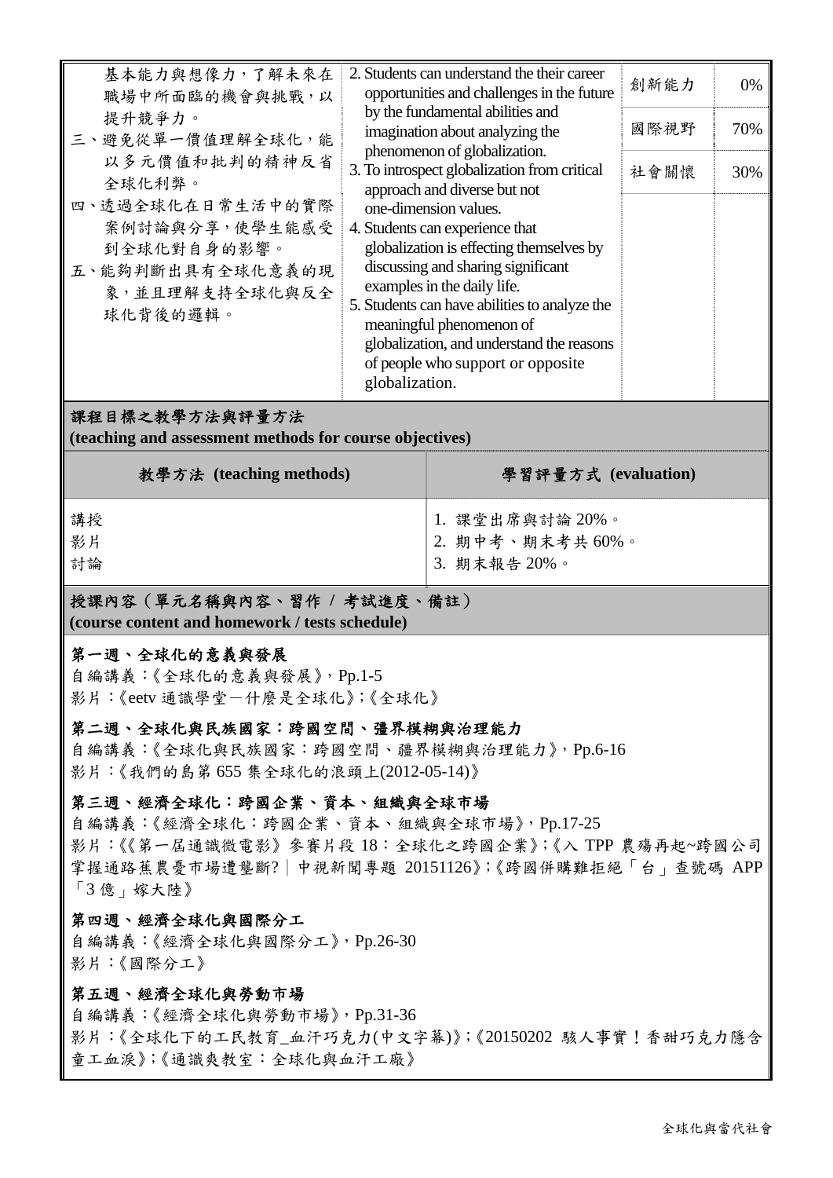| | | | |
|---|---|---|---|
| 基本能力與想像力，了解未來在職場中所面臨的機會與挑戰，以提升競爭力。<br>三、避免從單一價值理解全球化，能以多元價值和批判的精神反省全球化利弊。<br>四、透過全球化在日常生活中的實際案例討論與分享，使學生能感受到全球化對自身的影響。<br>五、能夠判斷出具有全球化意義的現象，並且理解支持全球化與反全球化背後的邏輯。 | 2. Students can understand the their career opportunities and challenges in the future by the fundamental abilities and imagination about analyzing the phenomenon of globalization.<br>3. To introspect globalization from critical approach and diverse but not one-dimension values.<br>4. Students can experience that globalization is effecting themselves by discussing and sharing significant examples in the daily life.<br>5. Students can have abilities to analyze the meaningful phenomenon of globalization, and understand the reasons of people who support or opposite globalization. | 創新能力<br>國際視野<br>社會關懷 | 0%<br>70%<br>30% |

## 課程目標之教學方法與評量方法 (teaching and assessment methods for course objectives)

| 教學方法 (teaching methods) | 學習評量方式 (evaluation) |
|---|---|
| 講授<br>影片<br>討論 | 1. 課堂出席與討論 20%。<br>2. 期中考、期末考共 60%。<br>3. 期末報告 20%。 |

## 授課內容（單元名稱與內容、習作 / 考試進度、備註） (course content and homework / tests schedule)

**第一週、全球化的意義與發展**
自編講義：《全球化的意義與發展》，Pp.1-5
影片：《eetv 通識學堂－什麼是全球化》;《全球化》

**第二週、全球化與民族國家：跨國空間、疆界模糊與治理能力**
自編講義：《全球化與民族國家：跨國空間、疆界模糊與治理能力》，Pp.6-16
影片：《我們的島第 655 集全球化的浪頭上(2012-05-14)》

**第三週、經濟全球化：跨國企業、資本、組織與全球市場**
自編講義：《經濟全球化：跨國企業、資本、組織與全球市場》，Pp.17-25
影片：《《第一屆通識微電影》參賽片段 18：全球化之跨國企業》;《入 TPP 農殤再起~跨國公司掌握通路蕉農憂市場遭壟斷?｜中視新聞專題 20151126》;《跨國併購難拒絕「台」查號碼 APP「3 億」嫁大陸》

**第四週、經濟全球化與國際分工**
自編講義：《經濟全球化與國際分工》，Pp.26-30
影片：《國際分工》

**第五週、經濟全球化與勞動市場**
自編講義：《經濟全球化與勞動市場》，Pp.31-36
影片：《全球化下的工民教育_血汗巧克力(中文字幕)》;《20150202 駭人事實！香甜巧克力隱含童工血淚》;《通識爽教室：全球化與血汗工廠》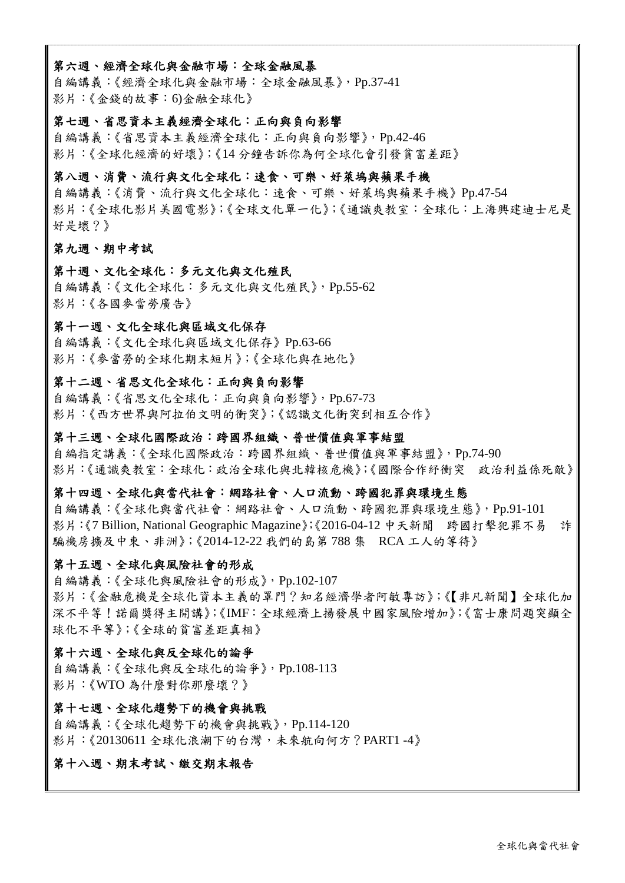**第六週、經濟全球化與金融市場：全球金融風暴**

自編講義：《經濟全球化與金融市場：全球金融風暴》，Pp.37-41

影片：《金錢的故事：6)金融全球化》

**第七週、省思資本主義經濟全球化：正向與負向影響**

自編講義：《省思資本主義經濟全球化：正向與負向影響》，Pp.42-46

影片：《全球化經濟的好壞》;《14 分鐘告訴你為何全球化會引發貧富差距》

**第八週、消費、流行與文化全球化：速食、可樂、好萊塢與蘋果手機**

自編講義：《消費、流行與文化全球化：速食、可樂、好萊塢與蘋果手機》Pp.47-54

影片：《全球化影片美國電影》;《全球文化單一化》;《通識爽教室：全球化：上海興建迪士尼是好是壞？》

**第九週、期中考試**

**第十週、文化全球化：多元文化與文化殖民**

自編講義：《文化全球化：多元文化與文化殖民》，Pp.55-62

影片：《各國麥當勞廣告》

**第十一週、文化全球化與區域文化保存**

自編講義：《文化全球化與區域文化保存》Pp.63-66

影片：《麥當勞的全球化期末短片》;《全球化與在地化》

**第十二週、省思文化全球化：正向與負向影響**

自編講義：《省思文化全球化：正向與負向影響》，Pp.67-73

影片：《西方世界與阿拉伯文明的衝突》;《認識文化衝突到相互合作》

**第十三週、全球化國際政治：跨國界組織、普世價值與軍事結盟**

自編指定講義：《全球化國際政治：跨國界組織、普世價值與軍事結盟》，Pp.74-90

影片：《通識爽教室：全球化：政治全球化與北韓核危機》;《國際合作紓衝突　政治利益係死敵》

**第十四週、全球化與當代社會：網路社會、人口流動、跨國犯罪與環境生態**

自編講義：《全球化與當代社會：網路社會、人口流動、跨國犯罪與環境生態》，Pp.91-101

影片：《7 Billion, National Geographic Magazine》;《2016-04-12 中天新聞　跨國打擊犯罪不易　詐騙機房擴及中東、非洲》;《2014-12-22 我們的島第 788 集　RCA 工人的等待》

**第十五週、全球化與風險社會的形成**

自編講義：《全球化與風險社會的形成》，Pp.102-107

影片：《金融危機是全球化資本主義的罩門？知名經濟學者阿敏專訪》;《【非凡新聞】全球化加深不平等！諾爾獎得主開講》;《IMF：全球經濟上揚發展中國家風險增加》;《富士康問題突顯全球化不平等》;《全球的貧富差距真相》

**第十六週、全球化與反全球化的論爭**

自編講義：《全球化與反全球化的論爭》，Pp.108-113

影片：《WTO 為什麼對你那麼壞？》

**第十七週、全球化趨勢下的機會與挑戰**

自編講義：《全球化趨勢下的機會與挑戰》，Pp.114-120

影片：《20130611 全球化浪潮下的台灣，未來航向何方？PART1 -4》

**第十八週、期末考試、繳交期末報告**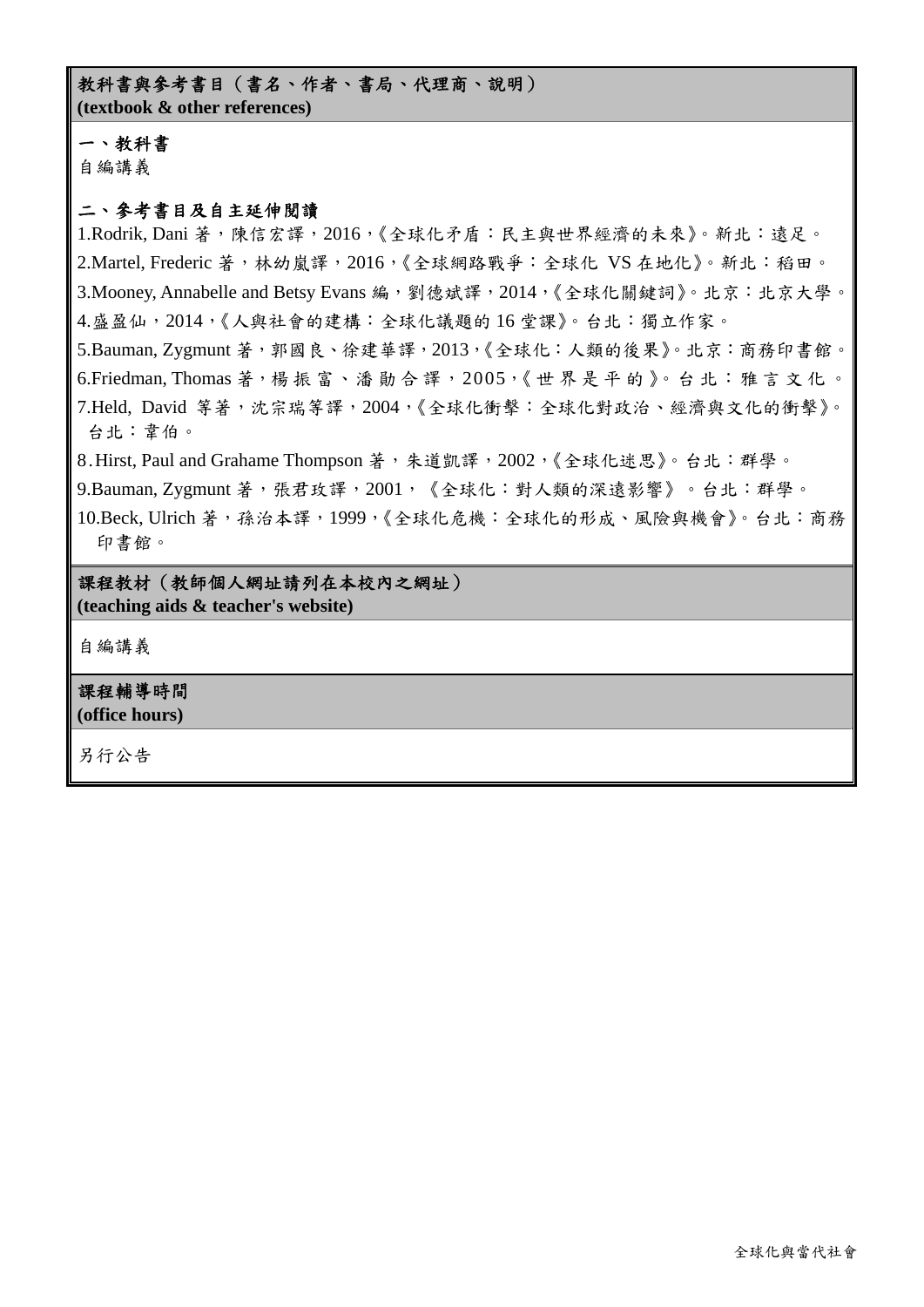**教科書與參考書目（書名、作者、書局、代理商、說明）**
**(textbook & other references)**

**一、教科書**

自編講義

**二、參考書目及自主延伸閱讀**

1.Rodrik, Dani 著，陳信宏譯，2016，《全球化矛盾：民主與世界經濟的未來》。新北：遠足。

2.Martel, Frederic 著，林幼嵐譯，2016，《全球網路戰爭：全球化 VS 在地化》。新北：稻田。

3.Mooney, Annabelle and Betsy Evans 編，劉德斌譯，2014，《全球化關鍵詞》。北京：北京大學。

4.盛盈仙，2014，《人與社會的建構：全球化議題的 16 堂課》。台北：獨立作家。

5.Bauman, Zygmunt 著，郭國良、徐建華譯，2013，《全球化：人類的後果》。北京：商務印書館。

6.Friedman, Thomas 著，楊振富、潘勛合譯，2005，《世界是平的》。台北：雅言文化。

7.Held, David 等著，沈宗瑞等譯，2004，《全球化衝擊：全球化對政治、經濟與文化的衝擊》。台北：韋伯。

8.Hirst, Paul and Grahame Thompson 著，朱道凱譯，2002，《全球化迷思》。台北：群學。

9.Bauman, Zygmunt 著，張君玫譯，2001，《全球化：對人類的深遠影響》。台北：群學。

10.Beck, Ulrich 著，孫治本譯，1999，《全球化危機：全球化的形成、風險與機會》。台北：商務印書館。

**課程教材（教師個人網址請列在本校內之網址）**
**(teaching aids & teacher's website)**

自編講義

**課程輔導時間**
**(office hours)**

另行公告